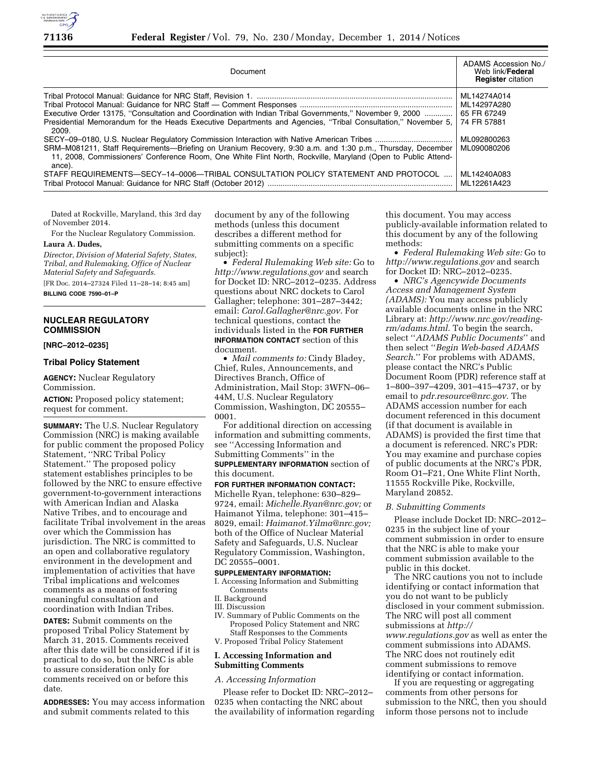| Document | ADAMS Accession No./ Web link/**Federal Register** citation |
|---|---|
| Tribal Protocol Manual: Guidance for NRC Staff, Revision 1. | ML14274A014 |
| Tribal Protocol Manual: Guidance for NRC Staff — Comment Responses | ML14297A280 |
| Executive Order 13175, ''Consultation and Coordination with Indian Tribal Governments,'' November 9, 2000 | 65 FR 67249 |
| Presidential Memorandum for the Heads Executive Departments and Agencies, ''Tribal Consultation,'' November 5, 2009. | 74 FR 57881 |
| SECY–09–0180, U.S. Nuclear Regulatory Commission Interaction with Native American Tribes | ML092800263 |
| SRM–M081211, Staff Requirements—Briefing on Uranium Recovery, 9:30 a.m. and 1:30 p.m., Thursday, December 11, 2008, Commissioners' Conference Room, One White Flint North, Rockville, Maryland (Open to Public Attendance). | ML090080206 |
| STAFF REQUIREMENTS—SECY–14–0006—TRIBAL CONSULTATION POLICY STATEMENT AND PROTOCOL | ML14240A083 |
| Tribal Protocol Manual: Guidance for NRC Staff (October 2012) | ML12261A423 |

Dated at Rockville, Maryland, this 3rd day of November 2014.

For the Nuclear Regulatory Commission.

**Laura A. Dudes,**

*Director, Division of Material Safety, States, Tribal, and Rulemaking, Office of Nuclear Material Safety and Safeguards.*

[FR Doc. 2014–27324 Filed 11–28–14; 8:45 am]

**BILLING CODE 7590–01–P**

## NUCLEAR REGULATORY COMMISSION

**[NRC–2012–0235]**

### Tribal Policy Statement

**AGENCY:** Nuclear Regulatory Commission.

**ACTION:** Proposed policy statement; request for comment.

**SUMMARY:** The U.S. Nuclear Regulatory Commission (NRC) is making available for public comment the proposed Policy Statement, ''NRC Tribal Policy Statement.'' The proposed policy statement establishes principles to be followed by the NRC to ensure effective government-to-government interactions with American Indian and Alaska Native Tribes, and to encourage and facilitate Tribal involvement in the areas over which the Commission has jurisdiction. The NRC is committed to an open and collaborative regulatory environment in the development and implementation of activities that have Tribal implications and welcomes comments as a means of fostering meaningful consultation and coordination with Indian Tribes.

**DATES:** Submit comments on the proposed Tribal Policy Statement by March 31, 2015. Comments received after this date will be considered if it is practical to do so, but the NRC is able to assure consideration only for comments received on or before this date.

**ADDRESSES:** You may access information and submit comments related to this document by any of the following methods (unless this document describes a different method for submitting comments on a specific subject):

- *Federal Rulemaking Web site:* Go to *http://www.regulations.gov* and search for Docket ID: NRC–2012–0235. Address questions about NRC dockets to Carol Gallagher; telephone: 301–287–3442; email: *Carol.Gallagher@nrc.gov*. For technical questions, contact the individuals listed in the **FOR FURTHER INFORMATION CONTACT** section of this document.
- *Mail comments to:* Cindy Bladey, Chief, Rules, Announcements, and Directives Branch, Office of Administration, Mail Stop: 3WFN–06–44M, U.S. Nuclear Regulatory Commission, Washington, DC 20555–0001.

For additional direction on accessing information and submitting comments, see ''Accessing Information and Submitting Comments'' in the **SUPPLEMENTARY INFORMATION** section of this document.

**FOR FURTHER INFORMATION CONTACT:** Michelle Ryan, telephone: 630–829–9724, email: *Michelle.Ryan@nrc.gov;* or Haimanot Yilma, telephone: 301–415–8029, email: *Haimanot.Yilma@nrc.gov;* both of the Office of Nuclear Material Safety and Safeguards, U.S. Nuclear Regulatory Commission, Washington, DC 20555–0001.

**SUPPLEMENTARY INFORMATION:**

I. Accessing Information and Submitting Comments
II. Background
III. Discussion
IV. Summary of Public Comments on the Proposed Policy Statement and NRC Staff Responses to the Comments
V. Proposed Tribal Policy Statement

### I. Accessing Information and Submitting Comments

*A. Accessing Information*

Please refer to Docket ID: NRC–2012–0235 when contacting the NRC about the availability of information regarding this document. You may access publicly-available information related to this document by any of the following methods:

- *Federal Rulemaking Web site:* Go to *http://www.regulations.gov* and search for Docket ID: NRC–2012–0235.
- *NRC's Agencywide Documents Access and Management System (ADAMS):* You may access publicly available documents online in the NRC Library at: *http://www.nrc.gov/reading-rm/adams.html*. To begin the search, select ''*ADAMS Public Documents*'' and then select ''*Begin Web-based ADAMS Search*.'' For problems with ADAMS, please contact the NRC's Public Document Room (PDR) reference staff at 1–800–397–4209, 301–415–4737, or by email to *pdr.resource@nrc.gov*. The ADAMS accession number for each document referenced in this document (if that document is available in ADAMS) is provided the first time that a document is referenced. NRC's PDR: You may examine and purchase copies of public documents at the NRC's PDR, Room O1–F21, One White Flint North, 11555 Rockville Pike, Rockville, Maryland 20852.

*B. Submitting Comments*

Please include Docket ID: NRC–2012–0235 in the subject line of your comment submission in order to ensure that the NRC is able to make your comment submission available to the public in this docket.

The NRC cautions you not to include identifying or contact information that you do not want to be publicly disclosed in your comment submission. The NRC will post all comment submissions at *http://www.regulations.gov* as well as enter the comment submissions into ADAMS. The NRC does not routinely edit comment submissions to remove identifying or contact information.

If you are requesting or aggregating comments from other persons for submission to the NRC, then you should inform those persons not to include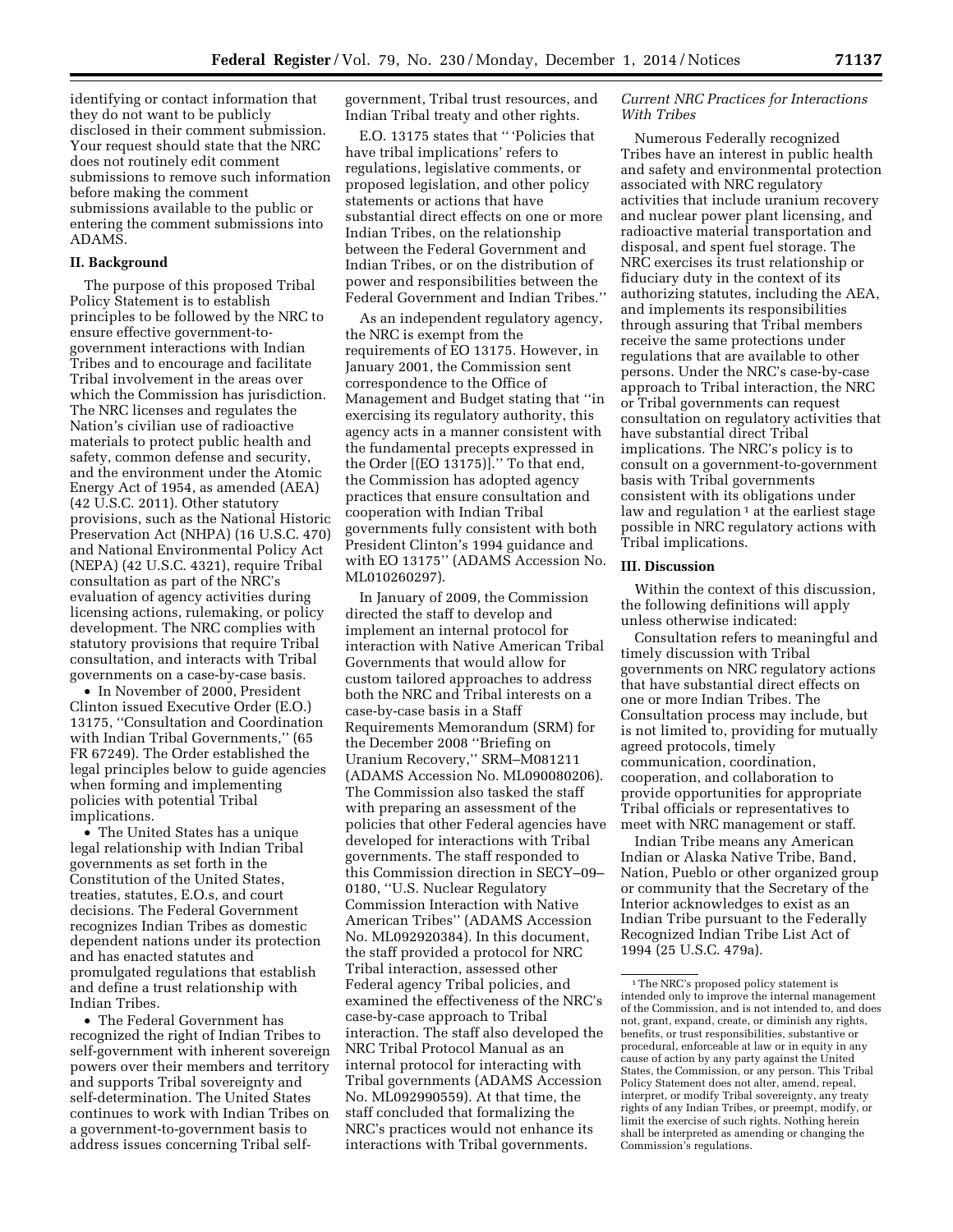identifying or contact information that they do not want to be publicly disclosed in their comment submission. Your request should state that the NRC does not routinely edit comment submissions to remove such information before making the comment submissions available to the public or entering the comment submissions into ADAMS.

## II. Background

The purpose of this proposed Tribal Policy Statement is to establish principles to be followed by the NRC to ensure effective government-to-government interactions with Indian Tribes and to encourage and facilitate Tribal involvement in the areas over which the Commission has jurisdiction. The NRC licenses and regulates the Nation's civilian use of radioactive materials to protect public health and safety, common defense and security, and the environment under the Atomic Energy Act of 1954, as amended (AEA) (42 U.S.C. 2011). Other statutory provisions, such as the National Historic Preservation Act (NHPA) (16 U.S.C. 470) and National Environmental Policy Act (NEPA) (42 U.S.C. 4321), require Tribal consultation as part of the NRC's evaluation of agency activities during licensing actions, rulemaking, or policy development. The NRC complies with statutory provisions that require Tribal consultation, and interacts with Tribal governments on a case-by-case basis.

- In November of 2000, President Clinton issued Executive Order (E.O.) 13175, ''Consultation and Coordination with Indian Tribal Governments,'' (65 FR 67249). The Order established the legal principles below to guide agencies when forming and implementing policies with potential Tribal implications.
- The United States has a unique legal relationship with Indian Tribal governments as set forth in the Constitution of the United States, treaties, statutes, E.O.s, and court decisions. The Federal Government recognizes Indian Tribes as domestic dependent nations under its protection and has enacted statutes and promulgated regulations that establish and define a trust relationship with Indian Tribes.
- The Federal Government has recognized the right of Indian Tribes to self-government with inherent sovereign powers over their members and territory and supports Tribal sovereignty and self-determination. The United States continues to work with Indian Tribes on a government-to-government basis to address issues concerning Tribal self-government, Tribal trust resources, and Indian Tribal treaty and other rights.

E.O. 13175 states that '' 'Policies that have tribal implications' refers to regulations, legislative comments, or proposed legislation, and other policy statements or actions that have substantial direct effects on one or more Indian Tribes, on the relationship between the Federal Government and Indian Tribes, or on the distribution of power and responsibilities between the Federal Government and Indian Tribes.''

As an independent regulatory agency, the NRC is exempt from the requirements of EO 13175. However, in January 2001, the Commission sent correspondence to the Office of Management and Budget stating that ''in exercising its regulatory authority, this agency acts in a manner consistent with the fundamental precepts expressed in the Order [(EO 13175)].'' To that end, the Commission has adopted agency practices that ensure consultation and cooperation with Indian Tribal governments fully consistent with both President Clinton's 1994 guidance and with EO 13175'' (ADAMS Accession No. ML010260297).

In January of 2009, the Commission directed the staff to develop and implement an internal protocol for interaction with Native American Tribal Governments that would allow for custom tailored approaches to address both the NRC and Tribal interests on a case-by-case basis in a Staff Requirements Memorandum (SRM) for the December 2008 ''Briefing on Uranium Recovery,'' SRM–M081211 (ADAMS Accession No. ML090080206). The Commission also tasked the staff with preparing an assessment of the policies that other Federal agencies have developed for interactions with Tribal governments. The staff responded to this Commission direction in SECY–09–0180, ''U.S. Nuclear Regulatory Commission Interaction with Native American Tribes'' (ADAMS Accession No. ML092920384). In this document, the staff provided a protocol for NRC Tribal interaction, assessed other Federal agency Tribal policies, and examined the effectiveness of the NRC's case-by-case approach to Tribal interaction. The staff also developed the NRC Tribal Protocol Manual as an internal protocol for interacting with Tribal governments (ADAMS Accession No. ML092990559). At that time, the staff concluded that formalizing the NRC's practices would not enhance its interactions with Tribal governments.

*Current NRC Practices for Interactions With Tribes*

Numerous Federally recognized Tribes have an interest in public health and safety and environmental protection associated with NRC regulatory activities that include uranium recovery and nuclear power plant licensing, and radioactive material transportation and disposal, and spent fuel storage. The NRC exercises its trust relationship or fiduciary duty in the context of its authorizing statutes, including the AEA, and implements its responsibilities through assuring that Tribal members receive the same protections under regulations that are available to other persons. Under the NRC's case-by-case approach to Tribal interaction, the NRC or Tribal governments can request consultation on regulatory activities that have substantial direct Tribal implications. The NRC's policy is to consult on a government-to-government basis with Tribal governments consistent with its obligations under law and regulation [1] at the earliest stage possible in NRC regulatory actions with Tribal implications.

## III. Discussion

Within the context of this discussion, the following definitions will apply unless otherwise indicated:

Consultation refers to meaningful and timely discussion with Tribal governments on NRC regulatory actions that have substantial direct effects on one or more Indian Tribes. The Consultation process may include, but is not limited to, providing for mutually agreed protocols, timely communication, coordination, cooperation, and collaboration to provide opportunities for appropriate Tribal officials or representatives to meet with NRC management or staff.

Indian Tribe means any American Indian or Alaska Native Tribe, Band, Nation, Pueblo or other organized group or community that the Secretary of the Interior acknowledges to exist as an Indian Tribe pursuant to the Federally Recognized Indian Tribe List Act of 1994 (25 U.S.C. 479a).

[1] The NRC's proposed policy statement is intended only to improve the internal management of the Commission, and is not intended to, and does not, grant, expand, create, or diminish any rights, benefits, or trust responsibilities, substantive or procedural, enforceable at law or in equity in any cause of action by any party against the United States, the Commission, or any person. This Tribal Policy Statement does not alter, amend, repeal, interpret, or modify Tribal sovereignty, any treaty rights of any Indian Tribes, or preempt, modify, or limit the exercise of such rights. Nothing herein shall be interpreted as amending or changing the Commission's regulations.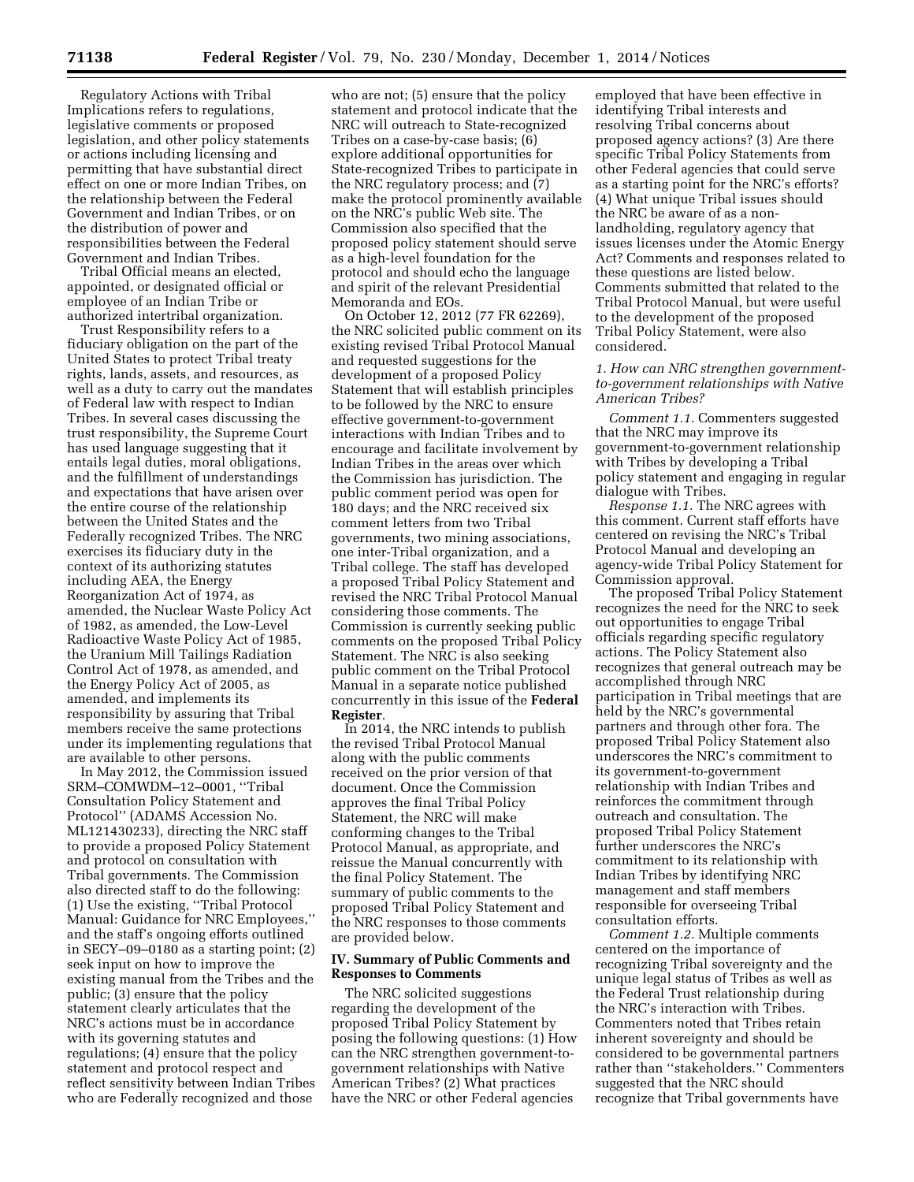Regulatory Actions with Tribal Implications refers to regulations, legislative comments or proposed legislation, and other policy statements or actions including licensing and permitting that have substantial direct effect on one or more Indian Tribes, on the relationship between the Federal Government and Indian Tribes, or on the distribution of power and responsibilities between the Federal Government and Indian Tribes.

Tribal Official means an elected, appointed, or designated official or employee of an Indian Tribe or authorized intertribal organization.

Trust Responsibility refers to a fiduciary obligation on the part of the United States to protect Tribal treaty rights, lands, assets, and resources, as well as a duty to carry out the mandates of Federal law with respect to Indian Tribes. In several cases discussing the trust responsibility, the Supreme Court has used language suggesting that it entails legal duties, moral obligations, and the fulfillment of understandings and expectations that have arisen over the entire course of the relationship between the United States and the Federally recognized Tribes. The NRC exercises its fiduciary duty in the context of its authorizing statutes including AEA, the Energy Reorganization Act of 1974, as amended, the Nuclear Waste Policy Act of 1982, as amended, the Low-Level Radioactive Waste Policy Act of 1985, the Uranium Mill Tailings Radiation Control Act of 1978, as amended, and the Energy Policy Act of 2005, as amended, and implements its responsibility by assuring that Tribal members receive the same protections under its implementing regulations that are available to other persons.

In May 2012, the Commission issued SRM–COMWDM–12–0001, ''Tribal Consultation Policy Statement and Protocol'' (ADAMS Accession No. ML121430233), directing the NRC staff to provide a proposed Policy Statement and protocol on consultation with Tribal governments. The Commission also directed staff to do the following: (1) Use the existing, ''Tribal Protocol Manual: Guidance for NRC Employees,'' and the staff's ongoing efforts outlined in SECY–09–0180 as a starting point; (2) seek input on how to improve the existing manual from the Tribes and the public; (3) ensure that the policy statement clearly articulates that the NRC's actions must be in accordance with its governing statutes and regulations; (4) ensure that the policy statement and protocol respect and reflect sensitivity between Indian Tribes who are Federally recognized and those who are not; (5) ensure that the policy statement and protocol indicate that the NRC will outreach to State-recognized Tribes on a case-by-case basis; (6) explore additional opportunities for State-recognized Tribes to participate in the NRC regulatory process; and (7) make the protocol prominently available on the NRC's public Web site. The Commission also specified that the proposed policy statement should serve as a high-level foundation for the protocol and should echo the language and spirit of the relevant Presidential Memoranda and EOs.

On October 12, 2012 (77 FR 62269), the NRC solicited public comment on its existing revised Tribal Protocol Manual and requested suggestions for the development of a proposed Policy Statement that will establish principles to be followed by the NRC to ensure effective government-to-government interactions with Indian Tribes and to encourage and facilitate involvement by Indian Tribes in the areas over which the Commission has jurisdiction. The public comment period was open for 180 days; and the NRC received six comment letters from two Tribal governments, two mining associations, one inter-Tribal organization, and a Tribal college. The staff has developed a proposed Tribal Policy Statement and revised the NRC Tribal Protocol Manual considering those comments. The Commission is currently seeking public comments on the proposed Tribal Policy Statement. The NRC is also seeking public comment on the Tribal Protocol Manual in a separate notice published concurrently in this issue of the **Federal Register**.

In 2014, the NRC intends to publish the revised Tribal Protocol Manual along with the public comments received on the prior version of that document. Once the Commission approves the final Tribal Policy Statement, the NRC will make conforming changes to the Tribal Protocol Manual, as appropriate, and reissue the Manual concurrently with the final Policy Statement. The summary of public comments to the proposed Tribal Policy Statement and the NRC responses to those comments are provided below.

## IV. Summary of Public Comments and Responses to Comments

The NRC solicited suggestions regarding the development of the proposed Tribal Policy Statement by posing the following questions: (1) How can the NRC strengthen government-to-government relationships with Native American Tribes? (2) What practices have the NRC or other Federal agencies employed that have been effective in identifying Tribal interests and resolving Tribal concerns about proposed agency actions? (3) Are there specific Tribal Policy Statements from other Federal agencies that could serve as a starting point for the NRC's efforts? (4) What unique Tribal issues should the NRC be aware of as a non-landholding, regulatory agency that issues licenses under the Atomic Energy Act? Comments and responses related to these questions are listed below. Comments submitted that related to the Tribal Protocol Manual, but were useful to the development of the proposed Tribal Policy Statement, were also considered.

### *1. How can NRC strengthen government-to-government relationships with Native American Tribes?*

*Comment 1.1.* Commenters suggested that the NRC may improve its government-to-government relationship with Tribes by developing a Tribal policy statement and engaging in regular dialogue with Tribes.

*Response 1.1.* The NRC agrees with this comment. Current staff efforts have centered on revising the NRC's Tribal Protocol Manual and developing an agency-wide Tribal Policy Statement for Commission approval.

The proposed Tribal Policy Statement recognizes the need for the NRC to seek out opportunities to engage Tribal officials regarding specific regulatory actions. The Policy Statement also recognizes that general outreach may be accomplished through NRC participation in Tribal meetings that are held by the NRC's governmental partners and through other fora. The proposed Tribal Policy Statement also underscores the NRC's commitment to its government-to-government relationship with Indian Tribes and reinforces the commitment through outreach and consultation. The proposed Tribal Policy Statement further underscores the NRC's commitment to its relationship with Indian Tribes by identifying NRC management and staff members responsible for overseeing Tribal consultation efforts.

*Comment 1.2.* Multiple comments centered on the importance of recognizing Tribal sovereignty and the unique legal status of Tribes as well as the Federal Trust relationship during the NRC's interaction with Tribes. Commenters noted that Tribes retain inherent sovereignty and should be considered to be governmental partners rather than ''stakeholders.'' Commenters suggested that the NRC should recognize that Tribal governments have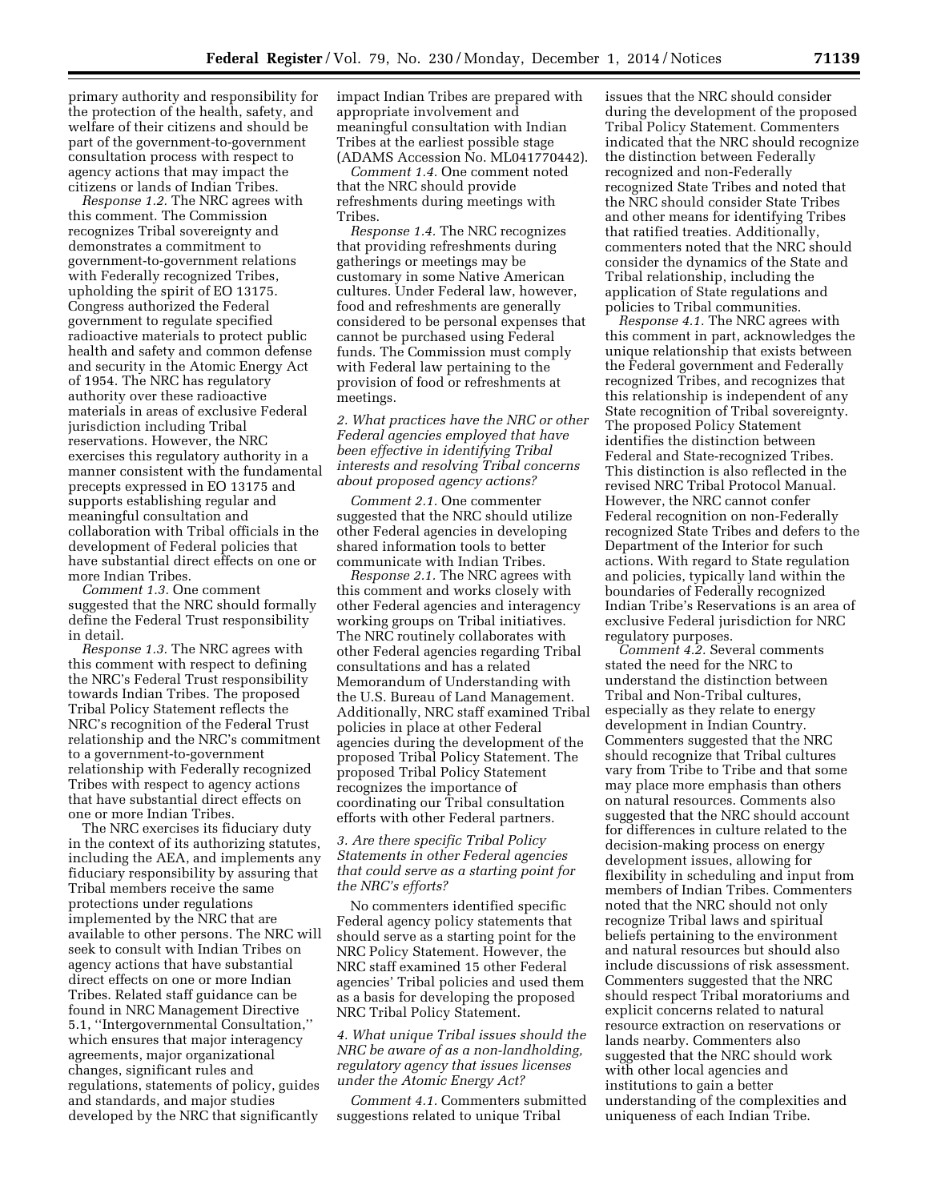primary authority and responsibility for the protection of the health, safety, and welfare of their citizens and should be part of the government-to-government consultation process with respect to agency actions that may impact the citizens or lands of Indian Tribes.

*Response 1.2.* The NRC agrees with this comment. The Commission recognizes Tribal sovereignty and demonstrates a commitment to government-to-government relations with Federally recognized Tribes, upholding the spirit of EO 13175. Congress authorized the Federal government to regulate specified radioactive materials to protect public health and safety and common defense and security in the Atomic Energy Act of 1954. The NRC has regulatory authority over these radioactive materials in areas of exclusive Federal jurisdiction including Tribal reservations. However, the NRC exercises this regulatory authority in a manner consistent with the fundamental precepts expressed in EO 13175 and supports establishing regular and meaningful consultation and collaboration with Tribal officials in the development of Federal policies that have substantial direct effects on one or more Indian Tribes.

*Comment 1.3.* One comment suggested that the NRC should formally define the Federal Trust responsibility in detail.

*Response 1.3.* The NRC agrees with this comment with respect to defining the NRC's Federal Trust responsibility towards Indian Tribes. The proposed Tribal Policy Statement reflects the NRC's recognition of the Federal Trust relationship and the NRC's commitment to a government-to-government relationship with Federally recognized Tribes with respect to agency actions that have substantial direct effects on one or more Indian Tribes.

The NRC exercises its fiduciary duty in the context of its authorizing statutes, including the AEA, and implements any fiduciary responsibility by assuring that Tribal members receive the same protections under regulations implemented by the NRC that are available to other persons. The NRC will seek to consult with Indian Tribes on agency actions that have substantial direct effects on one or more Indian Tribes. Related staff guidance can be found in NRC Management Directive 5.1, ''Intergovernmental Consultation,'' which ensures that major interagency agreements, major organizational changes, significant rules and regulations, statements of policy, guides and standards, and major studies developed by the NRC that significantly impact Indian Tribes are prepared with appropriate involvement and meaningful consultation with Indian Tribes at the earliest possible stage (ADAMS Accession No. ML041770442).

*Comment 1.4.* One comment noted that the NRC should provide refreshments during meetings with Tribes.

*Response 1.4.* The NRC recognizes that providing refreshments during gatherings or meetings may be customary in some Native American cultures. Under Federal law, however, food and refreshments are generally considered to be personal expenses that cannot be purchased using Federal funds. The Commission must comply with Federal law pertaining to the provision of food or refreshments at meetings.

*2. What practices have the NRC or other Federal agencies employed that have been effective in identifying Tribal interests and resolving Tribal concerns about proposed agency actions?*

*Comment 2.1.* One commenter suggested that the NRC should utilize other Federal agencies in developing shared information tools to better communicate with Indian Tribes.

*Response 2.1.* The NRC agrees with this comment and works closely with other Federal agencies and interagency working groups on Tribal initiatives. The NRC routinely collaborates with other Federal agencies regarding Tribal consultations and has a related Memorandum of Understanding with the U.S. Bureau of Land Management. Additionally, NRC staff examined Tribal policies in place at other Federal agencies during the development of the proposed Tribal Policy Statement. The proposed Tribal Policy Statement recognizes the importance of coordinating our Tribal consultation efforts with other Federal partners.

*3. Are there specific Tribal Policy Statements in other Federal agencies that could serve as a starting point for the NRC's efforts?*

No commenters identified specific Federal agency policy statements that should serve as a starting point for the NRC Policy Statement. However, the NRC staff examined 15 other Federal agencies' Tribal policies and used them as a basis for developing the proposed NRC Tribal Policy Statement.

*4. What unique Tribal issues should the NRC be aware of as a non-landholding, regulatory agency that issues licenses under the Atomic Energy Act?*

*Comment 4.1.* Commenters submitted suggestions related to unique Tribal issues that the NRC should consider during the development of the proposed Tribal Policy Statement. Commenters indicated that the NRC should recognize the distinction between Federally recognized and non-Federally recognized State Tribes and noted that the NRC should consider State Tribes and other means for identifying Tribes that ratified treaties. Additionally, commenters noted that the NRC should consider the dynamics of the State and Tribal relationship, including the application of State regulations and policies to Tribal communities.

*Response 4.1.* The NRC agrees with this comment in part, acknowledges the unique relationship that exists between the Federal government and Federally recognized Tribes, and recognizes that this relationship is independent of any State recognition of Tribal sovereignty. The proposed Policy Statement identifies the distinction between Federal and State-recognized Tribes. This distinction is also reflected in the revised NRC Tribal Protocol Manual. However, the NRC cannot confer Federal recognition on non-Federally recognized State Tribes and defers to the Department of the Interior for such actions. With regard to State regulation and policies, typically land within the boundaries of Federally recognized Indian Tribe's Reservations is an area of exclusive Federal jurisdiction for NRC regulatory purposes.

*Comment 4.2.* Several comments stated the need for the NRC to understand the distinction between Tribal and Non-Tribal cultures, especially as they relate to energy development in Indian Country. Commenters suggested that the NRC should recognize that Tribal cultures vary from Tribe to Tribe and that some may place more emphasis than others on natural resources. Comments also suggested that the NRC should account for differences in culture related to the decision-making process on energy development issues, allowing for flexibility in scheduling and input from members of Indian Tribes. Commenters noted that the NRC should not only recognize Tribal laws and spiritual beliefs pertaining to the environment and natural resources but should also include discussions of risk assessment. Commenters suggested that the NRC should respect Tribal moratoriums and explicit concerns related to natural resource extraction on reservations or lands nearby. Commenters also suggested that the NRC should work with other local agencies and institutions to gain a better understanding of the complexities and uniqueness of each Indian Tribe.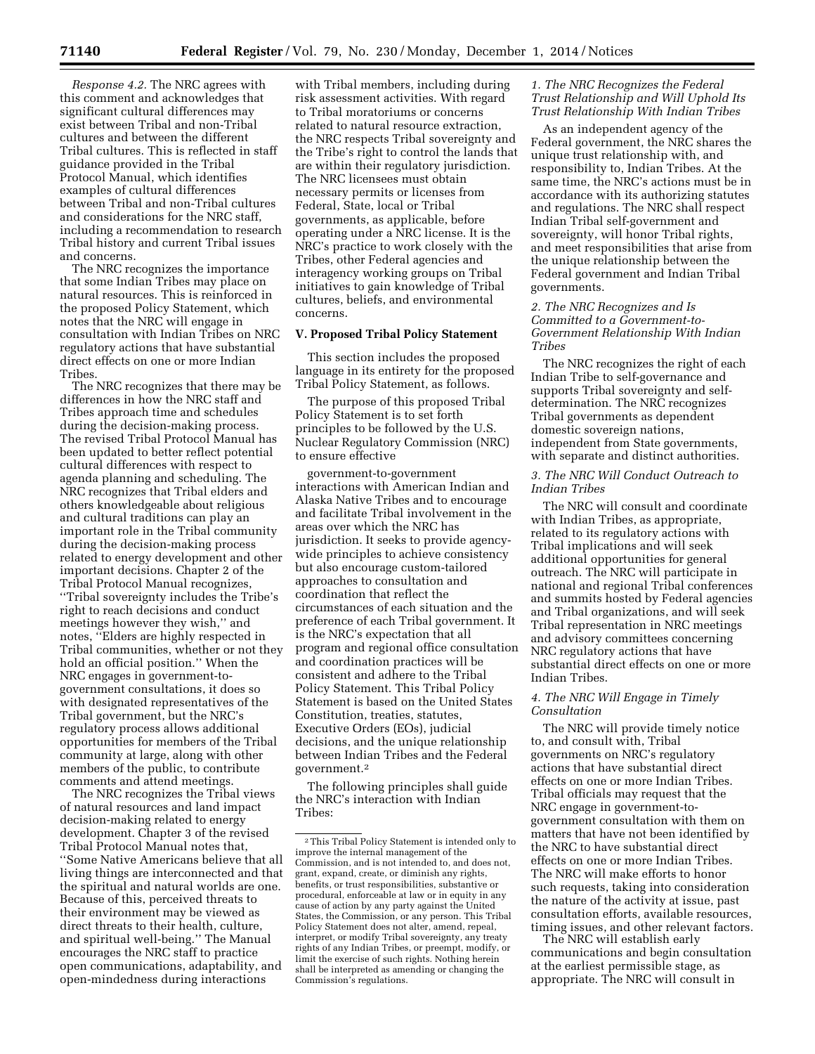*Response 4.2.* The NRC agrees with this comment and acknowledges that significant cultural differences may exist between Tribal and non-Tribal cultures and between the different Tribal cultures. This is reflected in staff guidance provided in the Tribal Protocol Manual, which identifies examples of cultural differences between Tribal and non-Tribal cultures and considerations for the NRC staff, including a recommendation to research Tribal history and current Tribal issues and concerns.

The NRC recognizes the importance that some Indian Tribes may place on natural resources. This is reinforced in the proposed Policy Statement, which notes that the NRC will engage in consultation with Indian Tribes on NRC regulatory actions that have substantial direct effects on one or more Indian Tribes.

The NRC recognizes that there may be differences in how the NRC staff and Tribes approach time and schedules during the decision-making process. The revised Tribal Protocol Manual has been updated to better reflect potential cultural differences with respect to agenda planning and scheduling. The NRC recognizes that Tribal elders and others knowledgeable about religious and cultural traditions can play an important role in the Tribal community during the decision-making process related to energy development and other important decisions. Chapter 2 of the Tribal Protocol Manual recognizes, ''Tribal sovereignty includes the Tribe's right to reach decisions and conduct meetings however they wish,'' and notes, ''Elders are highly respected in Tribal communities, whether or not they hold an official position.'' When the NRC engages in government-to-government consultations, it does so with designated representatives of the Tribal government, but the NRC's regulatory process allows additional opportunities for members of the Tribal community at large, along with other members of the public, to contribute comments and attend meetings.

The NRC recognizes the Tribal views of natural resources and land impact decision-making related to energy development. Chapter 3 of the revised Tribal Protocol Manual notes that, ''Some Native Americans believe that all living things are interconnected and that the spiritual and natural worlds are one. Because of this, perceived threats to their environment may be viewed as direct threats to their health, culture, and spiritual well-being.'' The Manual encourages the NRC staff to practice open communications, adaptability, and open-mindedness during interactions with Tribal members, including during risk assessment activities. With regard to Tribal moratoriums or concerns related to natural resource extraction, the NRC respects Tribal sovereignty and the Tribe's right to control the lands that are within their regulatory jurisdiction. The NRC licensees must obtain necessary permits or licenses from Federal, State, local or Tribal governments, as applicable, before operating under a NRC license. It is the NRC's practice to work closely with the Tribes, other Federal agencies and interagency working groups on Tribal initiatives to gain knowledge of Tribal cultures, beliefs, and environmental concerns.

## V. Proposed Tribal Policy Statement

This section includes the proposed language in its entirety for the proposed Tribal Policy Statement, as follows.

The purpose of this proposed Tribal Policy Statement is to set forth principles to be followed by the U.S. Nuclear Regulatory Commission (NRC) to ensure effective government-to-government interactions with American Indian and Alaska Native Tribes and to encourage and facilitate Tribal involvement in the areas over which the NRC has jurisdiction. It seeks to provide agency-wide principles to achieve consistency but also encourage custom-tailored approaches to consultation and coordination that reflect the circumstances of each situation and the preference of each Tribal government. It is the NRC's expectation that all program and regional office consultation and coordination practices will be consistent and adhere to the Tribal Policy Statement. This Tribal Policy Statement is based on the United States Constitution, treaties, statutes, Executive Orders (EOs), judicial decisions, and the unique relationship between Indian Tribes and the Federal government.[2]

The following principles shall guide the NRC's interaction with Indian Tribes:

### *1. The NRC Recognizes the Federal Trust Relationship and Will Uphold Its Trust Relationship With Indian Tribes*

As an independent agency of the Federal government, the NRC shares the unique trust relationship with, and responsibility to, Indian Tribes. At the same time, the NRC's actions must be in accordance with its authorizing statutes and regulations. The NRC shall respect Indian Tribal self-government and sovereignty, will honor Tribal rights, and meet responsibilities that arise from the unique relationship between the Federal government and Indian Tribal governments.

### *2. The NRC Recognizes and Is Committed to a Government-to-Government Relationship With Indian Tribes*

The NRC recognizes the right of each Indian Tribe to self-governance and supports Tribal sovereignty and self-determination. The NRC recognizes Tribal governments as dependent domestic sovereign nations, independent from State governments, with separate and distinct authorities.

### *3. The NRC Will Conduct Outreach to Indian Tribes*

The NRC will consult and coordinate with Indian Tribes, as appropriate, related to its regulatory actions with Tribal implications and will seek additional opportunities for general outreach. The NRC will participate in national and regional Tribal conferences and summits hosted by Federal agencies and Tribal organizations, and will seek Tribal representation in NRC meetings and advisory committees concerning NRC regulatory actions that have substantial direct effects on one or more Indian Tribes.

### *4. The NRC Will Engage in Timely Consultation*

The NRC will provide timely notice to, and consult with, Tribal governments on NRC's regulatory actions that have substantial direct effects on one or more Indian Tribes. Tribal officials may request that the NRC engage in government-to-government consultation with them on matters that have not been identified by the NRC to have substantial direct effects on one or more Indian Tribes. The NRC will make efforts to honor such requests, taking into consideration the nature of the activity at issue, past consultation efforts, available resources, timing issues, and other relevant factors.

The NRC will establish early communications and begin consultation at the earliest permissible stage, as appropriate. The NRC will consult in

---

[2] This Tribal Policy Statement is intended only to improve the internal management of the Commission, and is not intended to, and does not, grant, expand, create, or diminish any rights, benefits, or trust responsibilities, substantive or procedural, enforceable at law or in equity in any cause of action by any party against the United States, the Commission, or any person. This Tribal Policy Statement does not alter, amend, repeal, interpret, or modify Tribal sovereignty, any treaty rights of any Indian Tribes, or preempt, modify, or limit the exercise of such rights. Nothing herein shall be interpreted as amending or changing the Commission's regulations.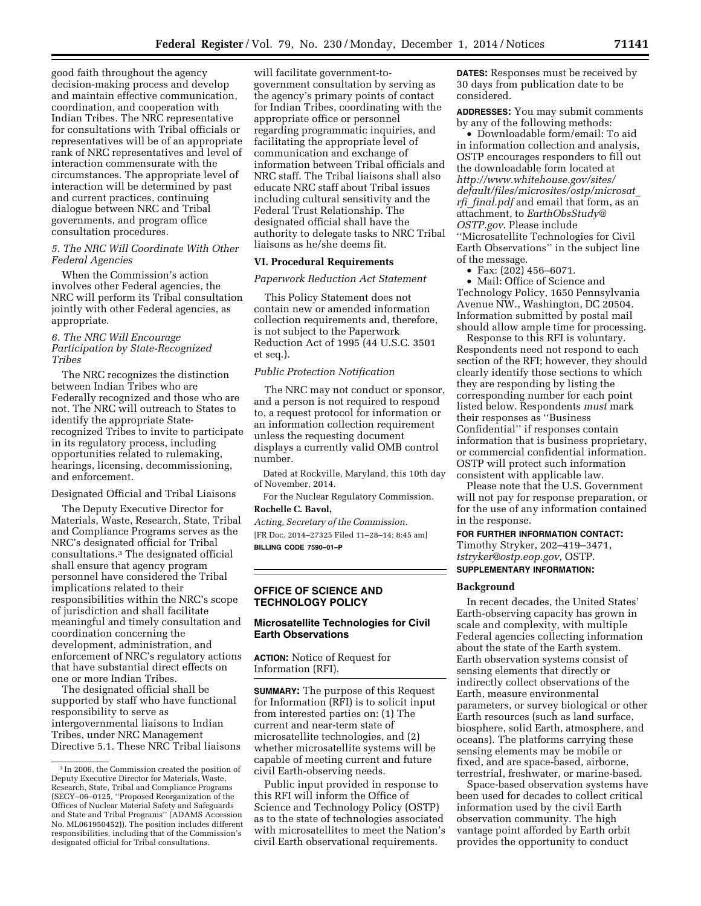good faith throughout the agency decision-making process and develop and maintain effective communication, coordination, and cooperation with Indian Tribes. The NRC representative for consultations with Tribal officials or representatives will be of an appropriate rank of NRC representatives and level of interaction commensurate with the circumstances. The appropriate level of interaction will be determined by past and current practices, continuing dialogue between NRC and Tribal governments, and program office consultation procedures.

*5. The NRC Will Coordinate With Other Federal Agencies*

When the Commission's action involves other Federal agencies, the NRC will perform its Tribal consultation jointly with other Federal agencies, as appropriate.

*6. The NRC Will Encourage Participation by State-Recognized Tribes*

The NRC recognizes the distinction between Indian Tribes who are Federally recognized and those who are not. The NRC will outreach to States to identify the appropriate State-recognized Tribes to invite to participate in its regulatory process, including opportunities related to rulemaking, hearings, licensing, decommissioning, and enforcement.

Designated Official and Tribal Liaisons

The Deputy Executive Director for Materials, Waste, Research, State, Tribal and Compliance Programs serves as the NRC's designated official for Tribal consultations.[3] The designated official shall ensure that agency program personnel have considered the Tribal implications related to their responsibilities within the NRC's scope of jurisdiction and shall facilitate meaningful and timely consultation and coordination concerning the development, administration, and enforcement of NRC's regulatory actions that have substantial direct effects on one or more Indian Tribes.

The designated official shall be supported by staff who have functional responsibility to serve as intergovernmental liaisons to Indian Tribes, under NRC Management Directive 5.1. These NRC Tribal liaisons will facilitate government-to-government consultation by serving as the agency's primary points of contact for Indian Tribes, coordinating with the appropriate office or personnel regarding programmatic inquiries, and facilitating the appropriate level of communication and exchange of information between Tribal officials and NRC staff. The Tribal liaisons shall also educate NRC staff about Tribal issues including cultural sensitivity and the Federal Trust Relationship. The designated official shall have the authority to delegate tasks to NRC Tribal liaisons as he/she deems fit.

[3] In 2006, the Commission created the position of Deputy Executive Director for Materials, Waste, Research, State, Tribal and Compliance Programs (SECY–06–0125, ''Proposed Reorganization of the Offices of Nuclear Material Safety and Safeguards and State and Tribal Programs'' (ADAMS Accession No. ML061950452)). The position includes different responsibilities, including that of the Commission's designated official for Tribal consultations.

## VI. Procedural Requirements

*Paperwork Reduction Act Statement*

This Policy Statement does not contain new or amended information collection requirements and, therefore, is not subject to the Paperwork Reduction Act of 1995 (44 U.S.C. 3501 et seq.).

*Public Protection Notification*

The NRC may not conduct or sponsor, and a person is not required to respond to, a request protocol for information or an information collection requirement unless the requesting document displays a currently valid OMB control number.

Dated at Rockville, Maryland, this 10th day of November, 2014.

For the Nuclear Regulatory Commission.

**Rochelle C. Bavol,**

*Acting, Secretary of the Commission.*

[FR Doc. 2014–27325 Filed 11–28–14; 8:45 am]

**BILLING CODE 7590–01–P**

---

## OFFICE OF SCIENCE AND TECHNOLOGY POLICY

### Microsatellite Technologies for Civil Earth Observations

**ACTION:** Notice of Request for Information (RFI).

**SUMMARY:** The purpose of this Request for Information (RFI) is to solicit input from interested parties on: (1) The current and near-term state of microsatellite technologies, and (2) whether microsatellite systems will be capable of meeting current and future civil Earth-observing needs.

Public input provided in response to this RFI will inform the Office of Science and Technology Policy (OSTP) as to the state of technologies associated with microsatellites to meet the Nation's civil Earth observational requirements.

**DATES:** Responses must be received by 30 days from publication date to be considered.

**ADDRESSES:** You may submit comments by any of the following methods:

- Downloadable form/email: To aid in information collection and analysis, OSTP encourages responders to fill out the downloadable form located at *http://www.whitehouse.gov/sites/default/files/microsites/ostp/microsat_rfi_final.pdf* and email that form, as an attachment, to *EarthObsStudy@OSTP.gov*. Please include ''Microsatellite Technologies for Civil Earth Observations'' in the subject line of the message.
- Fax: (202) 456–6071.
- Mail: Office of Science and Technology Policy, 1650 Pennsylvania Avenue NW., Washington, DC 20504. Information submitted by postal mail should allow ample time for processing.

Response to this RFI is voluntary. Respondents need not respond to each section of the RFI; however, they should clearly identify those sections to which they are responding by listing the corresponding number for each point listed below. Respondents *must* mark their responses as ''Business Confidential'' if responses contain information that is business proprietary, or commercial confidential information. OSTP will protect such information consistent with applicable law.

Please note that the U.S. Government will not pay for response preparation, or for the use of any information contained in the response.

**FOR FURTHER INFORMATION CONTACT:** Timothy Stryker, 202–419–3471, *tstryker@ostp.eop.gov,* OSTP.

**SUPPLEMENTARY INFORMATION:**

**Background**

In recent decades, the United States' Earth-observing capacity has grown in scale and complexity, with multiple Federal agencies collecting information about the state of the Earth system. Earth observation systems consist of sensing elements that directly or indirectly collect observations of the Earth, measure environmental parameters, or survey biological or other Earth resources (such as land surface, biosphere, solid Earth, atmosphere, and oceans). The platforms carrying these sensing elements may be mobile or fixed, and are space-based, airborne, terrestrial, freshwater, or marine-based.

Space-based observation systems have been used for decades to collect critical information used by the civil Earth observation community. The high vantage point afforded by Earth orbit provides the opportunity to conduct